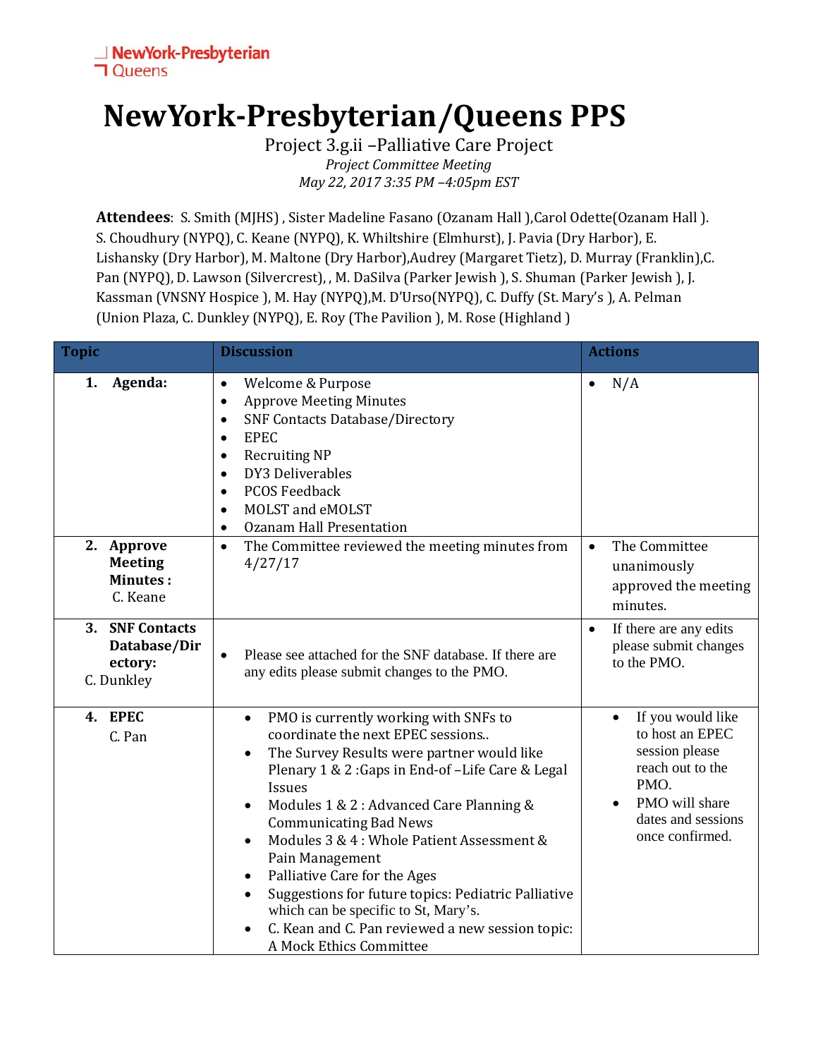NewYork-Presbyterian Queens

# NewYork-Presbyterian/Queens PPS

Project 3.g.ii –Palliative Care Project

*Project Committee Meeting*

*May 22, 2017 3:35 PM –4:05pm EST*

**Attendees**: S. Smith (MJHS) , Sister Madeline Fasano (Ozanam Hall ),Carol Odette(Ozanam Hall ). S. Choudhury (NYPQ), C. Keane (NYPQ), K. Whiltshire (Elmhurst), J. Pavia (Dry Harbor), E. Lishansky (Dry Harbor), M. Maltone (Dry Harbor),Audrey (Margaret Tietz), D. Murray (Franklin),C. Pan (NYPQ), D. Lawson (Silvercrest), , M. DaSilva (Parker Jewish ), S. Shuman (Parker Jewish ), J. Kassman (VNSNY Hospice ), M. Hay (NYPQ),M. D'Urso(NYPQ), C. Duffy (St. Mary's ), A. Pelman (Union Plaza, C. Dunkley (NYPQ), E. Roy (The Pavilion ), M. Rose (Highland )

| Topic | Discussion | Actions |
|---|---|---|
| **1. Agenda:** | • Welcome & Purpose<br>• Approve Meeting Minutes<br>• SNF Contacts Database/Directory<br>• EPEC<br>• Recruiting NP<br>• DY3 Deliverables<br>• PCOS Feedback<br>• MOLST and eMOLST<br>• Ozanam Hall Presentation | • N/A |
| **2. Approve Meeting Minutes :** C. Keane | • The Committee reviewed the meeting minutes from 4/27/17 | • The Committee unanimously approved the meeting minutes. |
| **3. SNF Contacts Database/Directory:** C. Dunkley | • Please see attached for the SNF database. If there are any edits please submit changes to the PMO. | • If there are any edits please submit changes to the PMO. |
| **4. EPEC** C. Pan | • PMO is currently working with SNFs to coordinate the next EPEC sessions..<br>• The Survey Results were partner would like Plenary 1 & 2 :Gaps in End-of –Life Care & Legal Issues<br>• Modules 1 & 2 : Advanced Care Planning & Communicating Bad News<br>• Modules 3 & 4 : Whole Patient Assessment & Pain Management<br>• Palliative Care for the Ages<br>• Suggestions for future topics: Pediatric Palliative which can be specific to St, Mary's.<br>• C. Kean and C. Pan reviewed a new session topic: A Mock Ethics Committee | • If you would like to host an EPEC session please reach out to the PMO.<br>• PMO will share dates and sessions once confirmed. |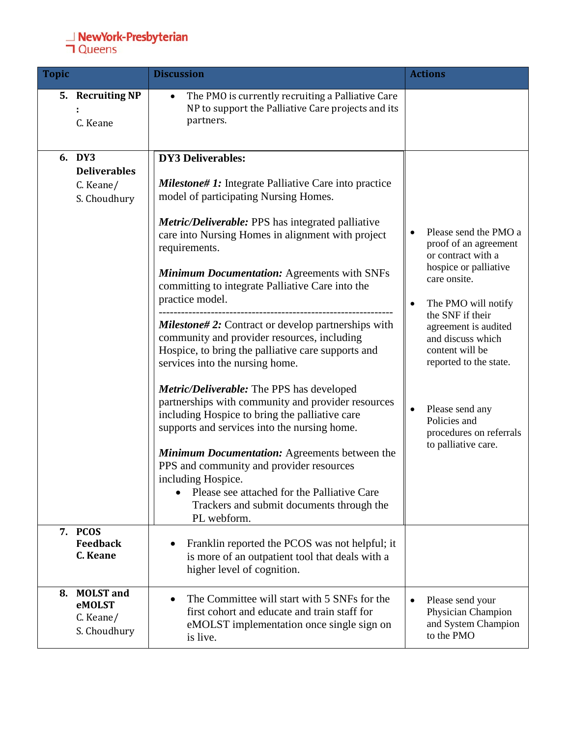| Topic | Discussion | Actions |
|---|---|---|
| 5. **Recruiting NP:** C. Keane | • The PMO is currently recruiting a Palliative Care NP to support the Palliative Care projects and its partners. | |
| 6. **DY3 Deliverables** C. Keane/ S. Choudhury | **DY3 Deliverables:**<br><br>***Milestone# 1:*** Integrate Palliative Care into practice model of participating Nursing Homes.<br><br>***Metric/Deliverable:*** PPS has integrated palliative care into Nursing Homes in alignment with project requirements.<br><br>***Minimum Documentation:*** Agreements with SNFs committing to integrate Palliative Care into the practice model.<br>---------------------------------------------------------------<br>***Milestone# 2:*** Contract or develop partnerships with community and provider resources, including Hospice, to bring the palliative care supports and services into the nursing home.<br><br>***Metric/Deliverable:*** The PPS has developed partnerships with community and provider resources including Hospice to bring the palliative care supports and services into the nursing home.<br><br>***Minimum Documentation:*** Agreements between the PPS and community and provider resources including Hospice.<br>• Please see attached for the Palliative Care Trackers and submit documents through the PL webform. | • Please send the PMO a proof of an agreement or contract with a hospice or palliative care onsite.<br><br>• The PMO will notify the SNF if their agreement is audited and discuss which content will be reported to the state.<br><br>• Please send any Policies and procedures on referrals to palliative care. |
| 7. **PCOS Feedback C. Keane** | • Franklin reported the PCOS was not helpful; it is more of an outpatient tool that deals with a higher level of cognition. | |
| 8. **MOLST and eMOLST** C. Keane/ S. Choudhury | • The Committee will start with 5 SNFs for the first cohort and educate and train staff for eMOLST implementation once single sign on is live. | • Please send your Physician Champion and System Champion to the PMO |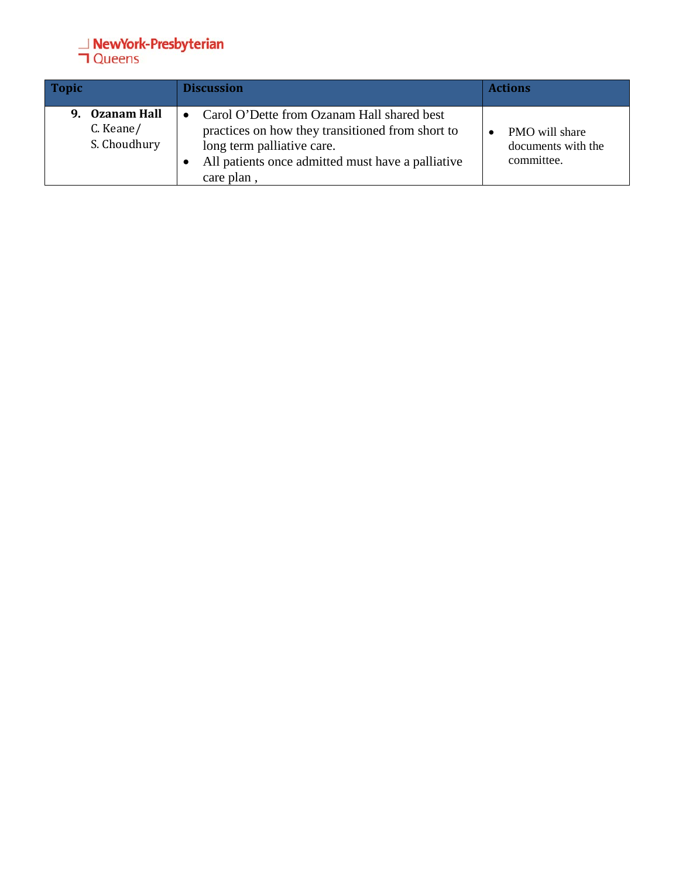| Topic | Discussion | Actions |
|---|---|---|
| **9. Ozanam Hall** C. Keane/ S. Choudhury | • Carol O'Dette from Ozanam Hall shared best practices on how they transitioned from short to long term palliative care. • All patients once admitted must have a palliative care plan , | • PMO will share documents with the committee. |